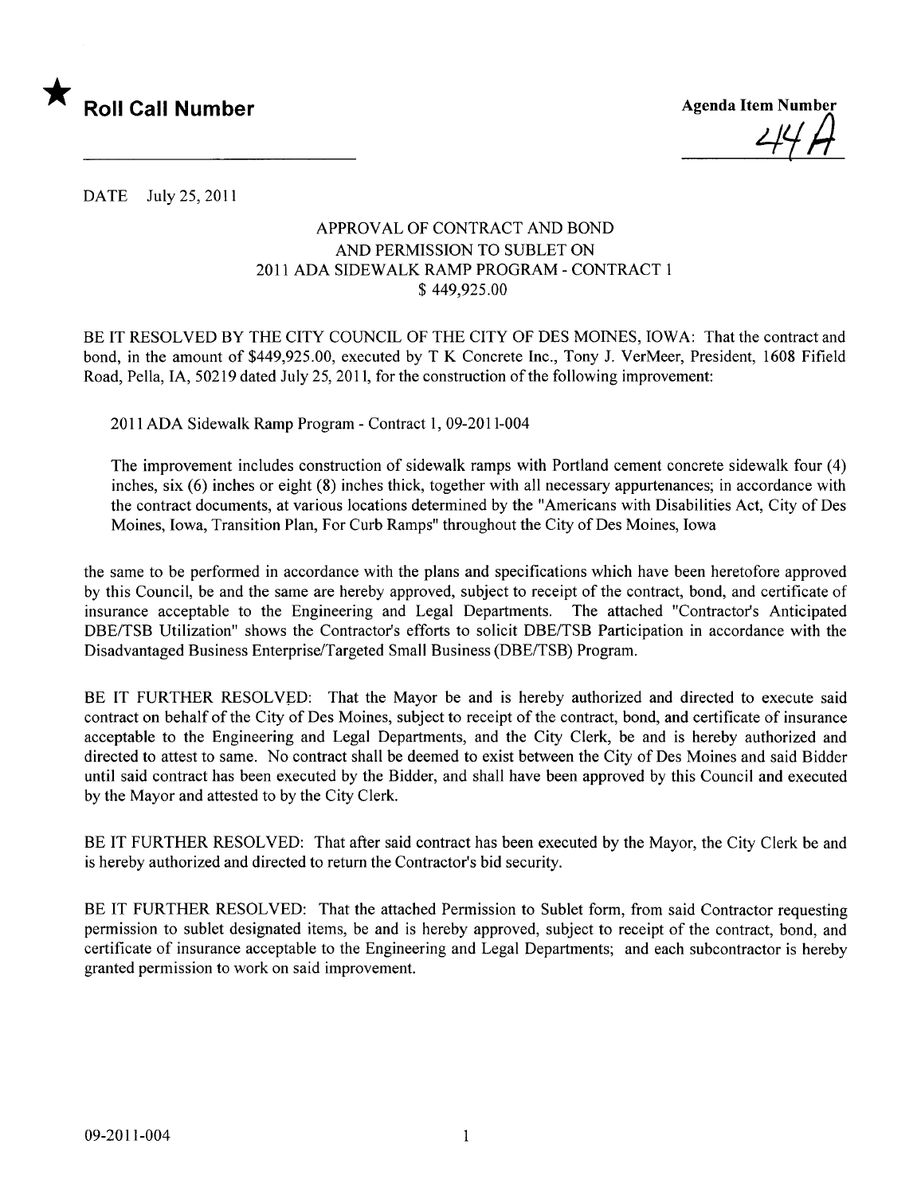★ **Roll Call Number**

**Agenda Item Number**

44A

DATE July 25, 2011

APPROVAL OF CONTRACT AND BOND
AND PERMISSION TO SUBLET ON
2011 ADA SIDEWALK RAMP PROGRAM - CONTRACT 1
$ 449,925.00

BE IT RESOLVED BY THE CITY COUNCIL OF THE CITY OF DES MOINES, IOWA: That the contract and bond, in the amount of $449,925.00, executed by T K Concrete Inc., Tony J. VerMeer, President, 1608 Fifield Road, Pella, IA, 50219 dated July 25, 2011, for the construction of the following improvement:

2011 ADA Sidewalk Ramp Program - Contract 1, 09-2011-004

The improvement includes construction of sidewalk ramps with Portland cement concrete sidewalk four (4) inches, six (6) inches or eight (8) inches thick, together with all necessary appurtenances; in accordance with the contract documents, at various locations determined by the "Americans with Disabilities Act, City of Des Moines, Iowa, Transition Plan, For Curb Ramps" throughout the City of Des Moines, Iowa

the same to be performed in accordance with the plans and specifications which have been heretofore approved by this Council, be and the same are hereby approved, subject to receipt of the contract, bond, and certificate of insurance acceptable to the Engineering and Legal Departments. The attached "Contractor's Anticipated DBE/TSB Utilization" shows the Contractor's efforts to solicit DBE/TSB Participation in accordance with the Disadvantaged Business Enterprise/Targeted Small Business (DBE/TSB) Program.

BE IT FURTHER RESOLVED: That the Mayor be and is hereby authorized and directed to execute said contract on behalf of the City of Des Moines, subject to receipt of the contract, bond, and certificate of insurance acceptable to the Engineering and Legal Departments, and the City Clerk, be and is hereby authorized and directed to attest to same. No contract shall be deemed to exist between the City of Des Moines and said Bidder until said contract has been executed by the Bidder, and shall have been approved by this Council and executed by the Mayor and attested to by the City Clerk.

BE IT FURTHER RESOLVED: That after said contract has been executed by the Mayor, the City Clerk be and is hereby authorized and directed to return the Contractor's bid security.

BE IT FURTHER RESOLVED: That the attached Permission to Sublet form, from said Contractor requesting permission to sublet designated items, be and is hereby approved, subject to receipt of the contract, bond, and certificate of insurance acceptable to the Engineering and Legal Departments; and each subcontractor is hereby granted permission to work on said improvement.

09-2011-004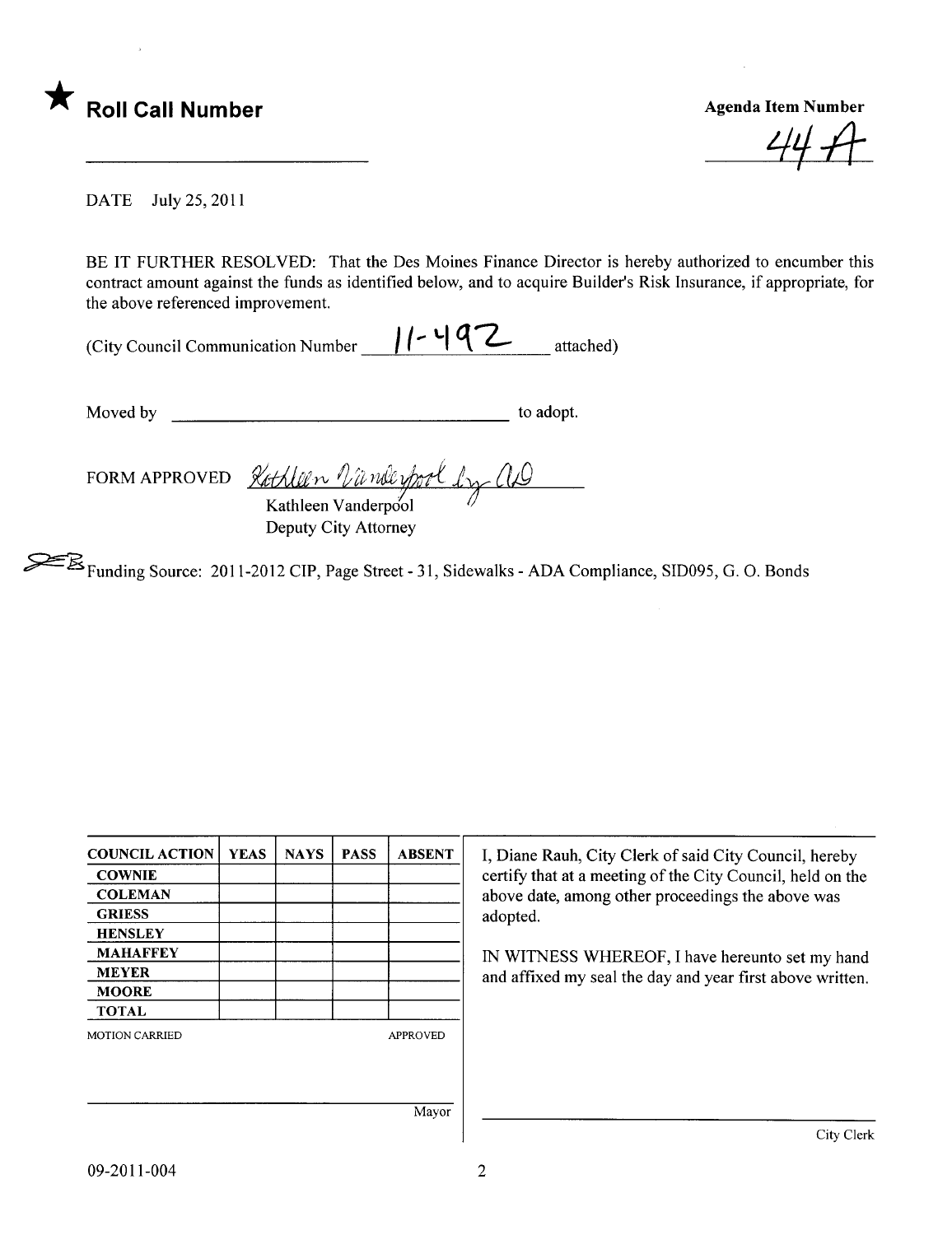★ **Roll Call Number**

______________________________

**Agenda Item Number**

44 A

DATE July 25, 2011

BE IT FURTHER RESOLVED: That the Des Moines Finance Director is hereby authorized to encumber this contract amount against the funds as identified below, and to acquire Builder's Risk Insurance, if appropriate, for the above referenced improvement.

(City Council Communication Number 11-492 attached)

Moved by ______________________________ to adopt.

FORM APPROVED Kathleen Vanderpool by AD
Kathleen Vanderpool
Deputy City Attorney

Funding Source: 2011-2012 CIP, Page Street - 31, Sidewalks - ADA Compliance, SID095, G. O. Bonds

| COUNCIL ACTION | YEAS | NAYS | PASS | ABSENT |
|---|---|---|---|---|
| COWNIE | | | | |
| COLEMAN | | | | |
| GRIESS | | | | |
| HENSLEY | | | | |
| MAHAFFEY | | | | |
| MEYER | | | | |
| MOORE | | | | |
| TOTAL | | | | |

MOTION CARRIED APPROVED

______________________________ Mayor

I, Diane Rauh, City Clerk of said City Council, hereby certify that at a meeting of the City Council, held on the above date, among other proceedings the above was adopted.

IN WITNESS WHEREOF, I have hereunto set my hand and affixed my seal the day and year first above written.

______________________________ City Clerk

09-2011-004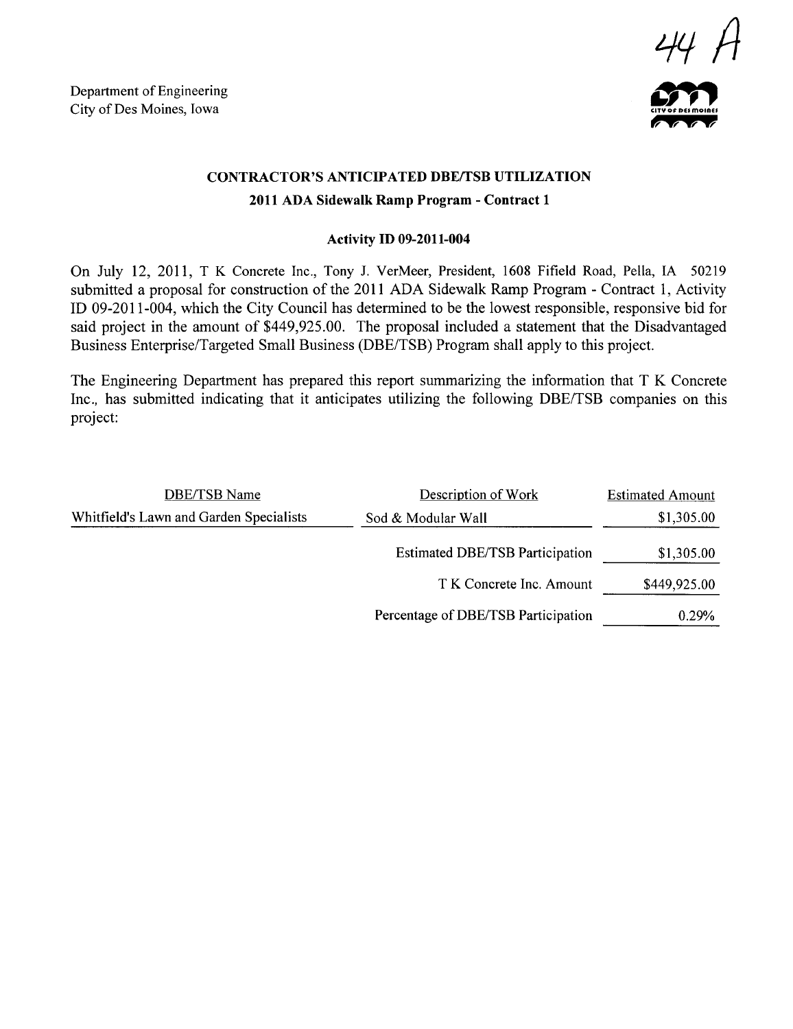44 A

Department of Engineering
City of Des Moines, Iowa

## CONTRACTOR'S ANTICIPATED DBE/TSB UTILIZATION

### 2011 ADA Sidewalk Ramp Program - Contract 1

#### Activity ID 09-2011-004

On July 12, 2011, T K Concrete Inc., Tony J. VerMeer, President, 1608 Fifield Road, Pella, IA 50219 submitted a proposal for construction of the 2011 ADA Sidewalk Ramp Program - Contract 1, Activity ID 09-2011-004, which the City Council has determined to be the lowest responsible, responsive bid for said project in the amount of $449,925.00. The proposal included a statement that the Disadvantaged Business Enterprise/Targeted Small Business (DBE/TSB) Program shall apply to this project.

The Engineering Department has prepared this report summarizing the information that T K Concrete Inc., has submitted indicating that it anticipates utilizing the following DBE/TSB companies on this project:

| DBE/TSB Name | Description of Work | Estimated Amount |
|---|---|---|
| Whitfield's Lawn and Garden Specialists | Sod & Modular Wall | $1,305.00 |
| | Estimated DBE/TSB Participation | $1,305.00 |
| | T K Concrete Inc. Amount | $449,925.00 |
| | Percentage of DBE/TSB Participation | 0.29% |